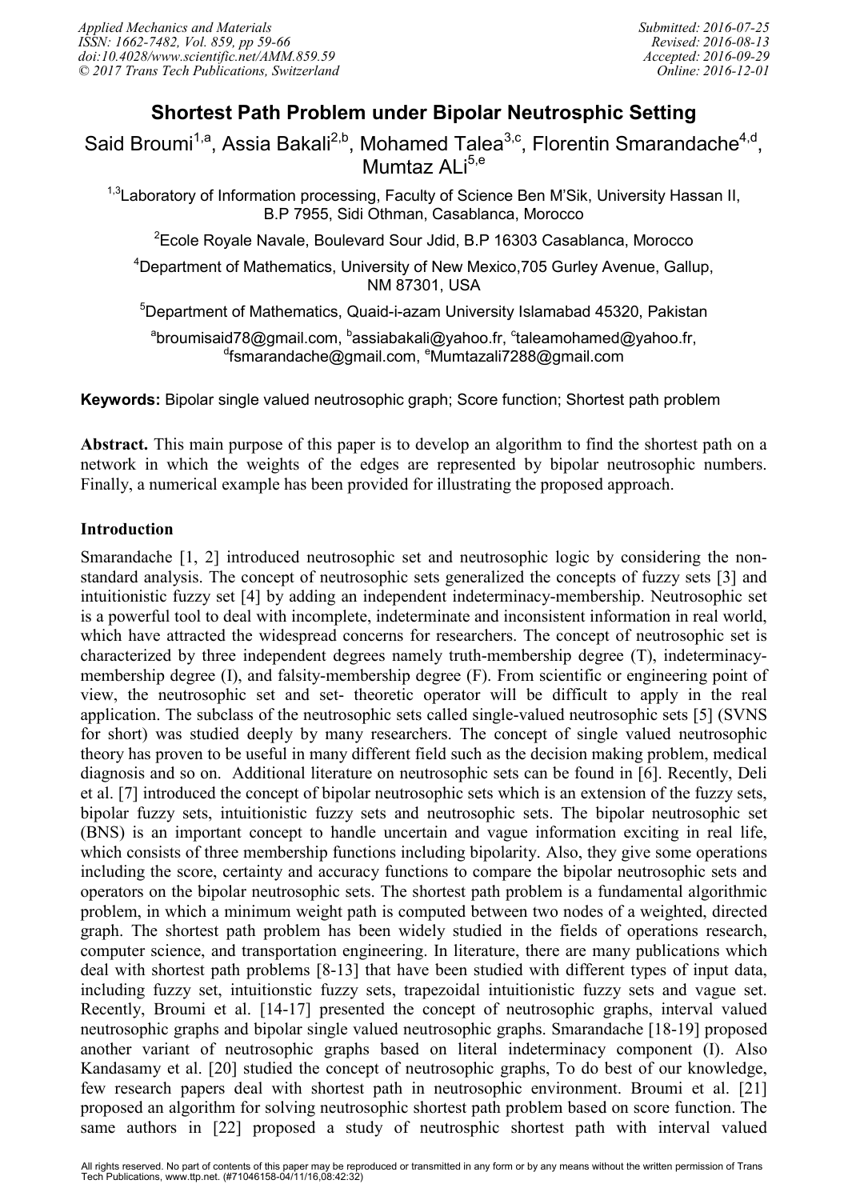# Shortest Path Problem under Bipolar Neutrosphic Setting

Said Broumi[1,a], Assia Bakali[2,b], Mohamed Talea[3,c], Florentin Smarandache[4,d], Mumtaz ALi[5,e]

[1,3]Laboratory of Information processing, Faculty of Science Ben M'Sik, University Hassan II, B.P 7955, Sidi Othman, Casablanca, Morocco

[2]Ecole Royale Navale, Boulevard Sour Jdid, B.P 16303 Casablanca, Morocco

[4]Department of Mathematics, University of New Mexico,705 Gurley Avenue, Gallup, NM 87301, USA

[5]Department of Mathematics, Quaid-i-azam University Islamabad 45320, Pakistan

[a]broumisaid78@gmail.com, [b]assiabakali@yahoo.fr, [c]taleamohamed@yahoo.fr, [d]fsmarandache@gmail.com, [e]Mumtazali7288@gmail.com

**Keywords:** Bipolar single valued neutrosophic graph; Score function; Shortest path problem

**Abstract.** This main purpose of this paper is to develop an algorithm to find the shortest path on a network in which the weights of the edges are represented by bipolar neutrosophic numbers. Finally, a numerical example has been provided for illustrating the proposed approach.

## Introduction

Smarandache [1, 2] introduced neutrosophic set and neutrosophic logic by considering the non-standard analysis. The concept of neutrosophic sets generalized the concepts of fuzzy sets [3] and intuitionistic fuzzy set [4] by adding an independent indeterminacy-membership. Neutrosophic set is a powerful tool to deal with incomplete, indeterminate and inconsistent information in real world, which have attracted the widespread concerns for researchers. The concept of neutrosophic set is characterized by three independent degrees namely truth-membership degree (T), indeterminacy-membership degree (I), and falsity-membership degree (F). From scientific or engineering point of view, the neutrosophic set and set- theoretic operator will be difficult to apply in the real application. The subclass of the neutrosophic sets called single-valued neutrosophic sets [5] (SVNS for short) was studied deeply by many researchers. The concept of single valued neutrosophic theory has proven to be useful in many different field such as the decision making problem, medical diagnosis and so on. Additional literature on neutrosophic sets can be found in [6]. Recently, Deli et al. [7] introduced the concept of bipolar neutrosophic sets which is an extension of the fuzzy sets, bipolar fuzzy sets, intuitionistic fuzzy sets and neutrosophic sets. The bipolar neutrosophic set (BNS) is an important concept to handle uncertain and vague information exciting in real life, which consists of three membership functions including bipolarity. Also, they give some operations including the score, certainty and accuracy functions to compare the bipolar neutrosophic sets and operators on the bipolar neutrosophic sets. The shortest path problem is a fundamental algorithmic problem, in which a minimum weight path is computed between two nodes of a weighted, directed graph. The shortest path problem has been widely studied in the fields of operations research, computer science, and transportation engineering. In literature, there are many publications which deal with shortest path problems [8-13] that have been studied with different types of input data, including fuzzy set, intuitionstic fuzzy sets, trapezoidal intuitionistic fuzzy sets and vague set. Recently, Broumi et al. [14-17] presented the concept of neutrosophic graphs, interval valued neutrosophic graphs and bipolar single valued neutrosophic graphs. Smarandache [18-19] proposed another variant of neutrosophic graphs based on literal indeterminacy component (I). Also Kandasamy et al. [20] studied the concept of neutrosophic graphs, To do best of our knowledge, few research papers deal with shortest path in neutrosophic environment. Broumi et al. [21] proposed an algorithm for solving neutrosophic shortest path problem based on score function. The same authors in [22] proposed a study of neutrosphic shortest path with interval valued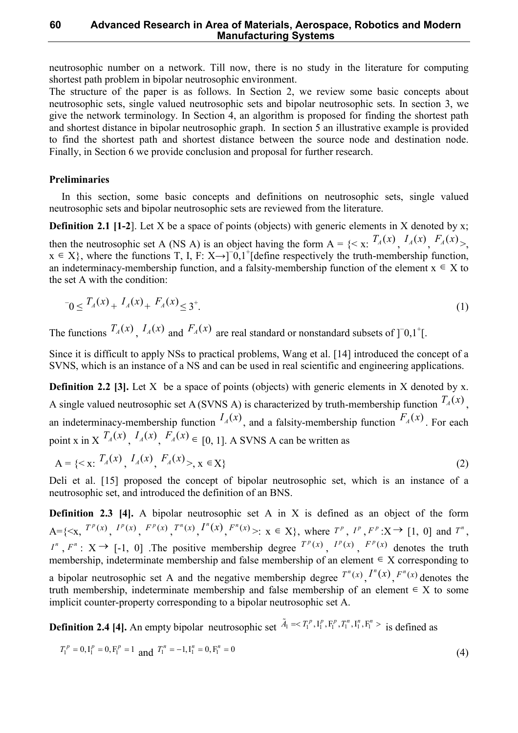neutrosophic number on a network. Till now, there is no study in the literature for computing shortest path problem in bipolar neutrosophic environment.

The structure of the paper is as follows. In Section 2, we review some basic concepts about neutrosophic sets, single valued neutrosophic sets and bipolar neutrosophic sets. In section 3, we give the network terminology. In Section 4, an algorithm is proposed for finding the shortest path and shortest distance in bipolar neutrosophic graph. In section 5 an illustrative example is provided to find the shortest path and shortest distance between the source node and destination node. Finally, in Section 6 we provide conclusion and proposal for further research.

## Preliminaries

In this section, some basic concepts and definitions on neutrosophic sets, single valued neutrosophic sets and bipolar neutrosophic sets are reviewed from the literature.

**Definition 2.1 [1-2]**. Let X be a space of points (objects) with generic elements in X denoted by x; then the neutrosophic set A (NS A) is an object having the form A = {< x: $T_A(x)$, $I_A(x)$, $F_A(x)$>, x ∈ X}, where the functions T, I, F: X→]$^-$0,1$^+$[define respectively the truth-membership function, an indeterminacy-membership function, and a falsity-membership function of the element x ∈ X to the set A with the condition:

$$^{-}0 \le T_A(x) + I_A(x) + F_A(x) \le 3^{+}. \tag{1}$$

The functions $T_A(x)$, $I_A(x)$ and $F_A(x)$ are real standard or nonstandard subsets of ]$^-$0,1$^+$[.

Since it is difficult to apply NSs to practical problems, Wang et al. [14] introduced the concept of a SVNS, which is an instance of a NS and can be used in real scientific and engineering applications.

**Definition 2.2 [3].** Let X be a space of points (objects) with generic elements in X denoted by x. A single valued neutrosophic set A (SVNS A) is characterized by truth-membership function $T_A(x)$, an indeterminacy-membership function $I_A(x)$, and a falsity-membership function $F_A(x)$. For each point x in X $T_A(x)$, $I_A(x)$, $F_A(x)$ ∈ [0, 1]. A SVNS A can be written as

$$\text{A} = \{< \text{x}: T_A(x), I_A(x), F_A(x)>, \text{x} \in \text{X}\} \tag{2}$$

Deli et al. [15] proposed the concept of bipolar neutrosophic set, which is an instance of a neutrosophic set, and introduced the definition of an BNS.

**Definition 2.3 [4].** A bipolar neutrosophic set A in X is defined as an object of the form A={<x, $T^p(x)$, $I^p(x)$, $F^p(x)$, $T^n(x)$, $I^n(x)$, $F^n(x)$>: x ∈ X}, where $T^p$, $I^p$, $F^p$:X→ [1, 0] and $T^n$, $I^n$, $F^n$: X→ [-1, 0] .The positive membership degree $T^p(x)$, $I^p(x)$, $F^p(x)$ denotes the truth membership, indeterminate membership and false membership of an element ∈ X corresponding to a bipolar neutrosophic set A and the negative membership degree $T^n(x)$, $I^n(x)$, $F^n(x)$ denotes the truth membership, indeterminate membership and false membership of an element ∈ X to some implicit counter-property corresponding to a bipolar neutrosophic set A.

**Definition 2.4 [4].** An empty bipolar neutrosophic set $\tilde{A}_1 =< T_1^p, \mathrm{I}_1^p, \mathrm{F}_1^p, T_1^n, \mathrm{I}_1^n, \mathrm{F}_1^n >$ is defined as

$$T_1^p = 0, \mathrm{I}_1^p = 0, \mathrm{F}_1^p = 1 \text{ and } T_1^n = -1, \mathrm{I}_1^n = 0, \mathrm{F}_1^n = 0 \tag{4}$$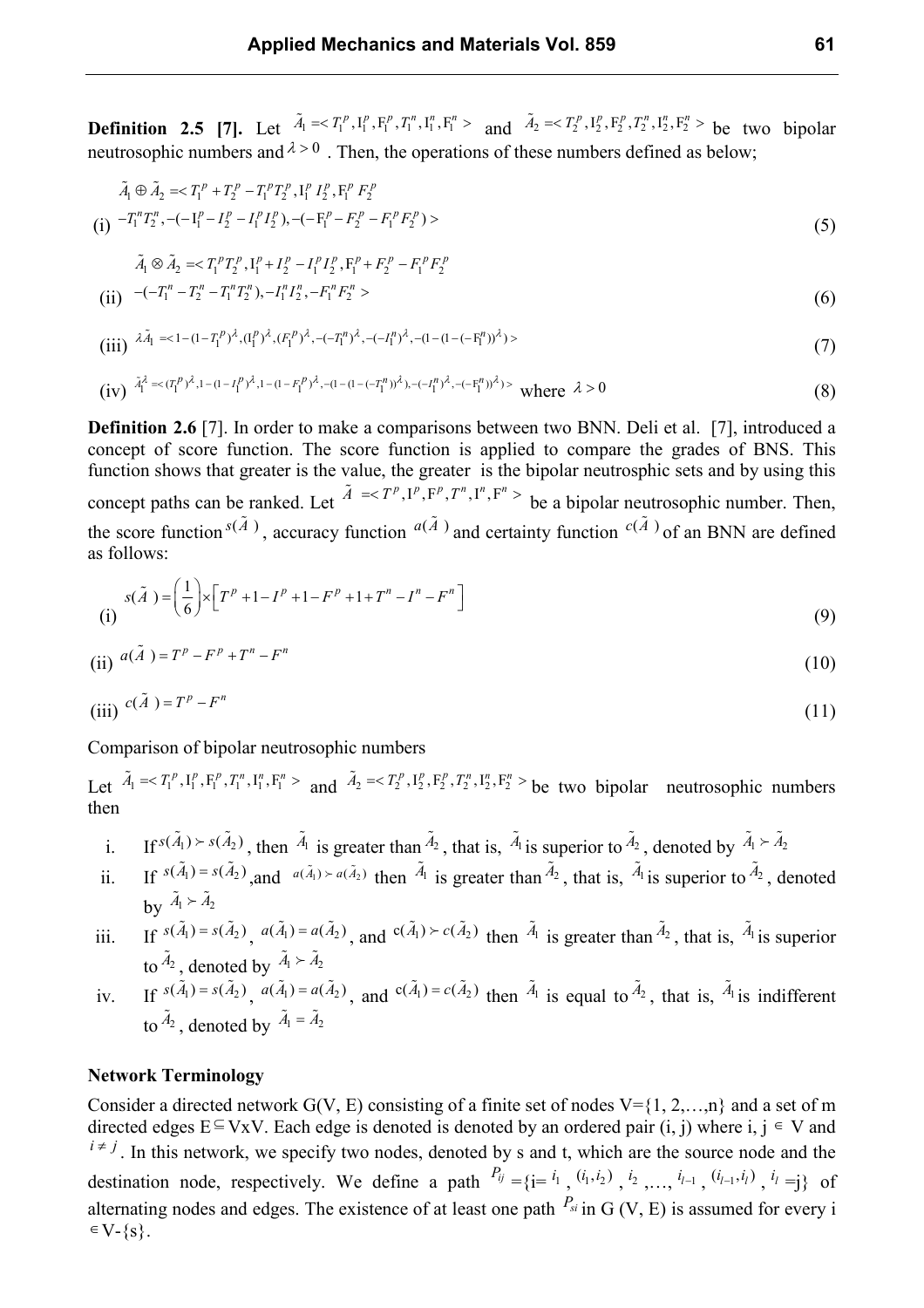**Definition 2.5 [7].** Let $\tilde{A}_1 = < T_1^p, \mathrm{I}_1^p, \mathrm{F}_1^p, T_1^n, \mathrm{I}_1^n, \mathrm{F}_1^n >$ and $\tilde{A}_2 = < T_2^p, \mathrm{I}_2^p, \mathrm{F}_2^p, T_2^n, \mathrm{I}_2^n, \mathrm{F}_2^n >$ be two bipolar neutrosophic numbers and $\lambda > 0$ . Then, the operations of these numbers defined as below;

(i)
$$\tilde{A}_1 \oplus \tilde{A}_2 = < T_1^p + T_2^p - T_1^p T_2^p, \mathrm{I}_1^p I_2^p, \mathrm{F}_1^p F_2^p \\ -T_1^n T_2^n, -(-\mathrm{I}_1^p - I_2^p - I_1^p I_2^p), -(-\mathrm{F}_1^p - F_2^p - F_1^p F_2^p) > \tag{5}$$

(ii)
$$\tilde{A}_1 \otimes \tilde{A}_2 = < T_1^p T_2^p, \mathrm{I}_1^p + I_2^p - I_1^p I_2^p, \mathrm{F}_1^p + F_2^p - F_1^p F_2^p \\ -(-T_1^n - T_2^n - T_1^n T_2^n), -I_1^n I_2^n, -F_1^n F_2^n > \tag{6}$$

(iii)
$$\lambda \tilde{A}_1 = < 1-(1-T_1^p)^\lambda, (\mathrm{I}_1^p)^\lambda, (F_1^p)^\lambda, -(-T_1^n)^\lambda, -(-I_1^n)^\lambda, -(1-(1-(-\mathrm{F}_1^n))^\lambda) > \tag{7}$$

(iv)
$$\tilde{A}_1^\lambda = < (T_1^p)^\lambda, 1-(1-I_1^p)^\lambda, 1-(1-F_1^p)^\lambda, -(1-(1-(-T_1^n))^\lambda), -(-I_1^n)^\lambda, -(-\mathrm{F}_1^n))^\lambda) > \text{ where } \lambda > 0 \tag{8}$$

**Definition 2.6** [7]. In order to make a comparisons between two BNN. Deli et al. [7], introduced a concept of score function. The score function is applied to compare the grades of BNS. This function shows that greater is the value, the greater is the bipolar neutrosphic sets and by using this concept paths can be ranked. Let $\tilde{A} = < T^p, \mathrm{I}^p, \mathrm{F}^p, T^n, \mathrm{I}^n, \mathrm{F}^n >$ be a bipolar neutrosophic number. Then, the score function $s(\tilde{A})$, accuracy function $a(\tilde{A})$ and certainty function $c(\tilde{A})$ of an BNN are defined as follows:

(i)
$$s(\tilde{A}) = \left(\frac{1}{6}\right) \times \left[ T^p + 1 - I^p + 1 - F^p + 1 + T^n - I^n - F^n \right] \tag{9}$$

(ii)
$$a(\tilde{A}) = T^p - F^p + T^n - F^n \tag{10}$$

(iii)
$$c(\tilde{A}) = T^p - F^n \tag{11}$$

Comparison of bipolar neutrosophic numbers

Let $\tilde{A}_1 = < T_1^p, \mathrm{I}_1^p, \mathrm{F}_1^p, T_1^n, \mathrm{I}_1^n, \mathrm{F}_1^n >$ and $\tilde{A}_2 = < T_2^p, \mathrm{I}_2^p, \mathrm{F}_2^p, T_2^n, \mathrm{I}_2^n, \mathrm{F}_2^n >$ be two bipolar neutrosophic numbers then

i. If $s(\tilde{A}_1) \succ s(\tilde{A}_2)$, then $\tilde{A}_1$ is greater than $\tilde{A}_2$, that is, $\tilde{A}_1$ is superior to $\tilde{A}_2$, denoted by $\tilde{A}_1 \succ \tilde{A}_2$

ii. If $s(\tilde{A}_1) = s(\tilde{A}_2)$, and $a(\tilde{A}_1) \succ a(\tilde{A}_2)$ then $\tilde{A}_1$ is greater than $\tilde{A}_2$, that is, $\tilde{A}_1$ is superior to $\tilde{A}_2$, denoted by $\tilde{A}_1 \succ \tilde{A}_2$

iii. If $s(\tilde{A}_1) = s(\tilde{A}_2)$, $a(\tilde{A}_1) = a(\tilde{A}_2)$, and $\mathrm{c}(\tilde{A}_1) \succ c(\tilde{A}_2)$ then $\tilde{A}_1$ is greater than $\tilde{A}_2$, that is, $\tilde{A}_1$ is superior to $\tilde{A}_2$, denoted by $\tilde{A}_1 \succ \tilde{A}_2$

iv. If $s(\tilde{A}_1) = s(\tilde{A}_2)$, $a(\tilde{A}_1) = a(\tilde{A}_2)$, and $\mathrm{c}(\tilde{A}_1) = c(\tilde{A}_2)$ then $\tilde{A}_1$ is equal to $\tilde{A}_2$, that is, $\tilde{A}_1$ is indifferent to $\tilde{A}_2$, denoted by $\tilde{A}_1 = \tilde{A}_2$

**Network Terminology**

Consider a directed network G(V, E) consisting of a finite set of nodes V={1, 2,…,n} and a set of m directed edges E$\subseteq$VxV. Each edge is denoted is denoted by an ordered pair (i, j) where i, j $\in$ V and $i \neq j$. In this network, we specify two nodes, denoted by s and t, which are the source node and the destination node, respectively. We define a path $P_{ij}$ ={i= $i_1$, $(i_1, i_2)$, $i_2$,…, $i_{l-1}$, $(i_{l-1}, i_l)$, $i_l$ =j} of alternating nodes and edges. The existence of at least one path $P_{si}$ in G (V, E) is assumed for every i $\in$V-{s}.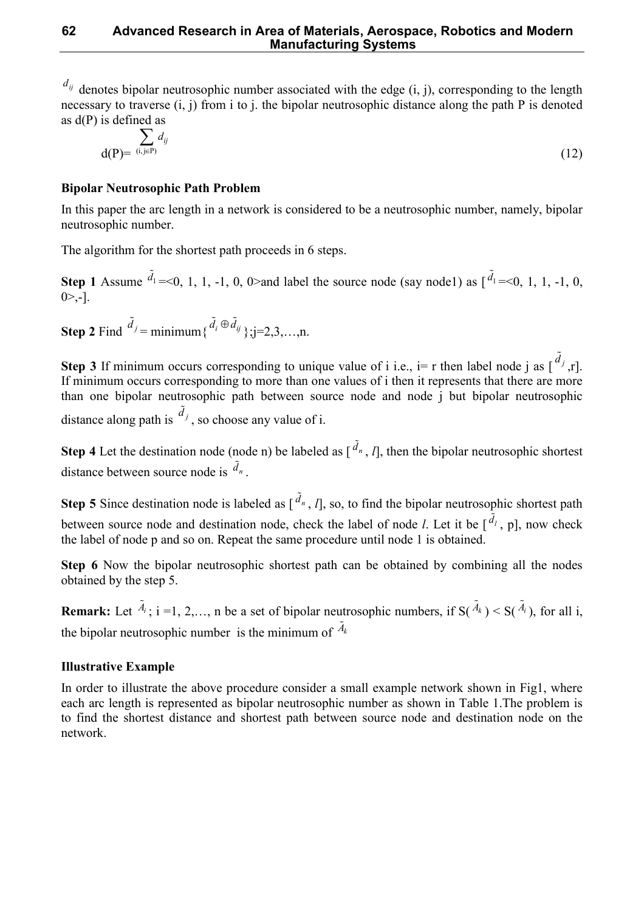$d_{ij}$ denotes bipolar neutrosophic number associated with the edge (i, j), corresponding to the length necessary to traverse (i, j) from i to j. the bipolar neutrosophic distance along the path P is denoted as d(P) is defined as

$$d(P)=\sum_{(i,j\in P)} d_{ij} \tag{12}$$

**Bipolar Neutrosophic Path Problem**

In this paper the arc length in a network is considered to be a neutrosophic number, namely, bipolar neutrosophic number.

The algorithm for the shortest path proceeds in 6 steps.

**Step 1** Assume $\tilde{d}_1$ =<0, 1, 1, -1, 0, 0>and label the source node (say node1) as [$\tilde{d}_1$ =<0, 1, 1, -1, 0, 0>,-].

**Step 2** Find $\tilde{d}_j$ = minimum{$\tilde{d}_i \oplus \tilde{d}_{ij}$};j=2,3,…,n.

**Step 3** If minimum occurs corresponding to unique value of i i.e., i= r then label node j as [$\tilde{d}_j$ ,r]. If minimum occurs corresponding to more than one values of i then it represents that there are more than one bipolar neutrosophic path between source node and node j but bipolar neutrosophic distance along path is $\tilde{d}_j$, so choose any value of i.

**Step 4** Let the destination node (node n) be labeled as [$\tilde{d}_n$, *l*], then the bipolar neutrosophic shortest distance between source node is $\tilde{d}_n$.

**Step 5** Since destination node is labeled as [$\tilde{d}_n$, *l*], so, to find the bipolar neutrosophic shortest path between source node and destination node, check the label of node *l*. Let it be [$\tilde{d}_l$, p], now check the label of node p and so on. Repeat the same procedure until node 1 is obtained.

**Step 6** Now the bipolar neutrosophic shortest path can be obtained by combining all the nodes obtained by the step 5.

**Remark:** Let $\tilde{A}_i$ ; i =1, 2,…, n be a set of bipolar neutrosophic numbers, if S($\tilde{A}_k$) < S($\tilde{A}_i$), for all i, the bipolar neutrosophic number is the minimum of $\tilde{A}_k$

**Illustrative Example**

In order to illustrate the above procedure consider a small example network shown in Fig1, where each arc length is represented as bipolar neutrosophic number as shown in Table 1.The problem is to find the shortest distance and shortest path between source node and destination node on the network.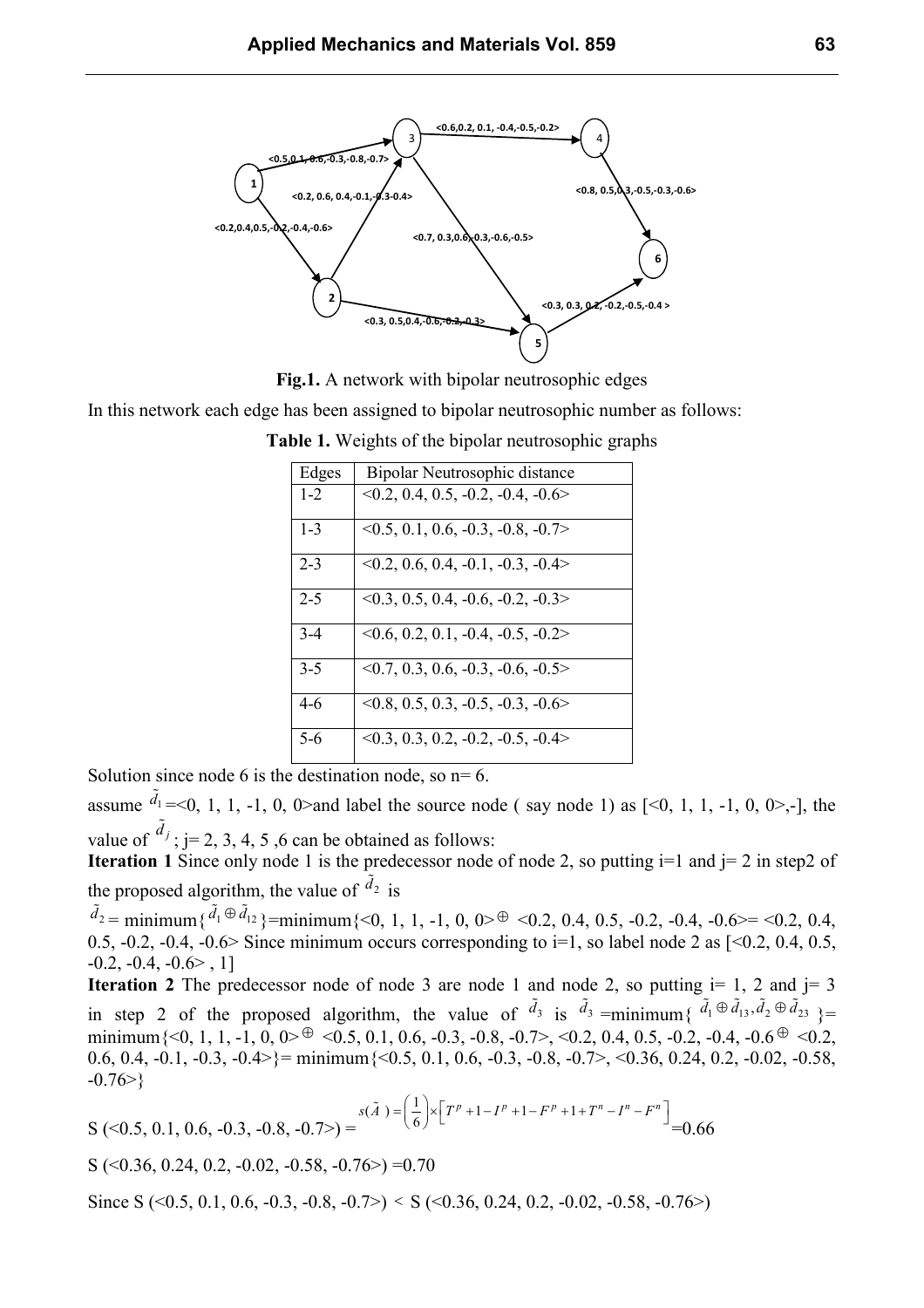**Fig.1.** A network with bipolar neutrosophic edges

In this network each edge has been assigned to bipolar neutrosophic number as follows:

**Table 1.** Weights of the bipolar neutrosophic graphs

| Edges | Bipolar Neutrosophic distance |
|---|---|
| 1-2 | <0.2, 0.4, 0.5, -0.2, -0.4, -0.6> |
| 1-3 | <0.5, 0.1, 0.6, -0.3, -0.8, -0.7> |
| 2-3 | <0.2, 0.6, 0.4, -0.1, -0.3, -0.4> |
| 2-5 | <0.3, 0.5, 0.4, -0.6, -0.2, -0.3> |
| 3-4 | <0.6, 0.2, 0.1, -0.4, -0.5, -0.2> |
| 3-5 | <0.7, 0.3, 0.6, -0.3, -0.6, -0.5> |
| 4-6 | <0.8, 0.5, 0.3, -0.5, -0.3, -0.6> |
| 5-6 | <0.3, 0.3, 0.2, -0.2, -0.5, -0.4> |

Solution since node 6 is the destination node, so n= 6.

assume $\tilde{d}_1$=<0, 1, 1, -1, 0, 0>and label the source node ( say node 1) as [<0, 1, 1, -1, 0, 0>,-], the value of $\tilde{d}_j$ ; j= 2, 3, 4, 5 ,6 can be obtained as follows:

**Iteration 1** Since only node 1 is the predecessor node of node 2, so putting i=1 and j= 2 in step2 of the proposed algorithm, the value of $\tilde{d}_2$ is

$\tilde{d}_2$ = minimum{$\tilde{d}_1 \oplus \tilde{d}_{12}$}=minimum{<0, 1, 1, -1, 0, 0>$\oplus$ <0.2, 0.4, 0.5, -0.2, -0.4, -0.6>= <0.2, 0.4, 0.5, -0.2, -0.4, -0.6> Since minimum occurs corresponding to i=1, so label node 2 as [<0.2, 0.4, 0.5, -0.2, -0.4, -0.6> , 1]

**Iteration 2** The predecessor node of node 3 are node 1 and node 2, so putting i= 1, 2 and j= 3 in step 2 of the proposed algorithm, the value of $\tilde{d}_3$ is $\tilde{d}_3$ =minimum{ $\tilde{d}_1 \oplus \tilde{d}_{13}, \tilde{d}_2 \oplus \tilde{d}_{23}$ }= minimum{<0, 1, 1, -1, 0, 0>$\oplus$ <0.5, 0.1, 0.6, -0.3, -0.8, -0.7>, <0.2, 0.4, 0.5, -0.2, -0.4, -0.6$\oplus$ <0.2, 0.6, 0.4, -0.1, -0.3, -0.4>}= minimum{<0.5, 0.1, 0.6, -0.3, -0.8, -0.7>, <0.36, 0.24, 0.2, -0.02, -0.58, -0.76>}

S (<0.5, 0.1, 0.6, -0.3, -0.8, -0.7>) = $s(\tilde{A}) = \left(\frac{1}{6}\right) \times \left[T^p + 1 - I^p + 1 - F^p + 1 + T^n - I^n - F^n\right]$=0.66

S (<0.36, 0.24, 0.2, -0.02, -0.58, -0.76>) =0.70

Since S (<0.5, 0.1, 0.6, -0.3, -0.8, -0.7>) < S (<0.36, 0.24, 0.2, -0.02, -0.58, -0.76>)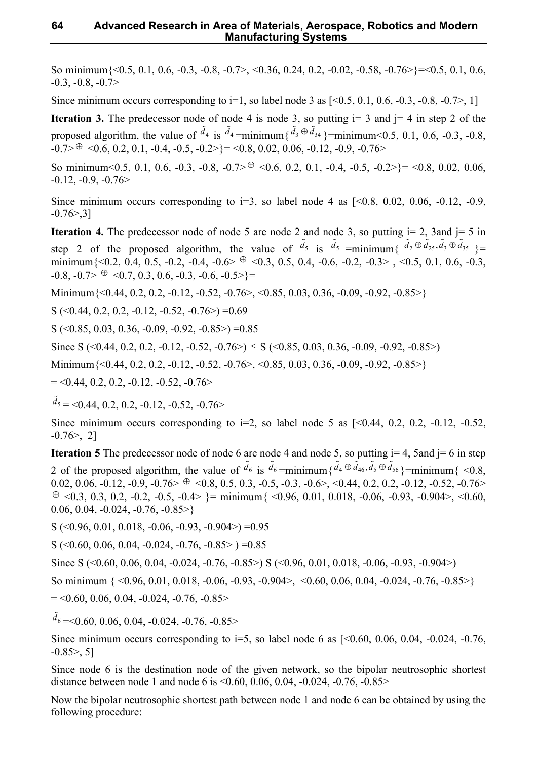So minimum{<0.5, 0.1, 0.6, -0.3, -0.8, -0.7>, <0.36, 0.24, 0.2, -0.02, -0.58, -0.76>}=<0.5, 0.1, 0.6, -0.3, -0.8, -0.7>

Since minimum occurs corresponding to i=1, so label node 3 as [<0.5, 0.1, 0.6, -0.3, -0.8, -0.7>, 1]

**Iteration 3.** The predecessor node of node 4 is node 3, so putting i= 3 and j= 4 in step 2 of the proposed algorithm, the value of $\tilde{d}_4$ is $\tilde{d}_4$=minimum{$\tilde{d}_3 \oplus \tilde{d}_{34}$}=minimum<0.5, 0.1, 0.6, -0.3, -0.8, -0.7>$\oplus$ <0.6, 0.2, 0.1, -0.4, -0.5, -0.2>}= <0.8, 0.02, 0.06, -0.12, -0.9, -0.76>

So minimum<0.5, 0.1, 0.6, -0.3, -0.8, -0.7>$\oplus$ <0.6, 0.2, 0.1, -0.4, -0.5, -0.2>}= <0.8, 0.02, 0.06, -0.12, -0.9, -0.76>

Since minimum occurs corresponding to i=3, so label node 4 as [<0.8, 0.02, 0.06, -0.12, -0.9, -0.76>,3]

**Iteration 4.** The predecessor node of node 5 are node 2 and node 3, so putting i= 2, 3and j= 5 in step 2 of the proposed algorithm, the value of $\tilde{d}_5$ is $\tilde{d}_5$ =minimum{ $\tilde{d}_2 \oplus \tilde{d}_{25}, \tilde{d}_3 \oplus \tilde{d}_{35}$ }= minimum{<0.2, 0.4, 0.5, -0.2, -0.4, -0.6> $\oplus$ <0.3, 0.5, 0.4, -0.6, -0.2, -0.3> , <0.5, 0.1, 0.6, -0.3, -0.8, -0.7> $\oplus$ <0.7, 0.3, 0.6, -0.3, -0.6, -0.5>}=

Minimum{<0.44, 0.2, 0.2, -0.12, -0.52, -0.76>, <0.85, 0.03, 0.36, -0.09, -0.92, -0.85>}

S (<0.44, 0.2, 0.2, -0.12, -0.52, -0.76>) =0.69

S (<0.85, 0.03, 0.36, -0.09, -0.92, -0.85>) =0.85

Since S (<0.44, 0.2, 0.2, -0.12, -0.52, -0.76>) < S (<0.85, 0.03, 0.36, -0.09, -0.92, -0.85>)

Minimum{<0.44, 0.2, 0.2, -0.12, -0.52, -0.76>, <0.85, 0.03, 0.36, -0.09, -0.92, -0.85>}

= <0.44, 0.2, 0.2, -0.12, -0.52, -0.76>

$\tilde{d}_5$ = <0.44, 0.2, 0.2, -0.12, -0.52, -0.76>

Since minimum occurs corresponding to i=2, so label node 5 as [<0.44, 0.2, 0.2, -0.12, -0.52, -0.76>, 2]

**Iteration 5** The predecessor node of node 6 are node 4 and node 5, so putting i= 4, 5and j= 6 in step 2 of the proposed algorithm, the value of $\tilde{d}_6$ is $\tilde{d}_6$=minimum{$\tilde{d}_4 \oplus \tilde{d}_{46}, \tilde{d}_5 \oplus \tilde{d}_{56}$}=minimum{ <0.8, 0.02, 0.06, -0.12, -0.9, -0.76> $\oplus$ <0.8, 0.5, 0.3, -0.5, -0.3, -0.6>, <0.44, 0.2, 0.2, -0.12, -0.52, -0.76> $\oplus$ <0.3, 0.3, 0.2, -0.2, -0.5, -0.4> }= minimum{ <0.96, 0.01, 0.018, -0.06, -0.93, -0.904>, <0.60, 0.06, 0.04, -0.024, -0.76, -0.85>}

S (<0.96, 0.01, 0.018, -0.06, -0.93, -0.904>) =0.95

S (<0.60, 0.06, 0.04, -0.024, -0.76, -0.85> ) =0.85

Since S (<0.60, 0.06, 0.04, -0.024, -0.76, -0.85>) S (<0.96, 0.01, 0.018, -0.06, -0.93, -0.904>)

So minimum { <0.96, 0.01, 0.018, -0.06, -0.93, -0.904>, <0.60, 0.06, 0.04, -0.024, -0.76, -0.85>}

= <0.60, 0.06, 0.04, -0.024, -0.76, -0.85>

$\tilde{d}_6$ =<0.60, 0.06, 0.04, -0.024, -0.76, -0.85>

Since minimum occurs corresponding to i=5, so label node 6 as [<0.60, 0.06, 0.04, -0.024, -0.76, -0.85>, 5]

Since node 6 is the destination node of the given network, so the bipolar neutrosophic shortest distance between node 1 and node 6 is <0.60, 0.06, 0.04, -0.024, -0.76, -0.85>

Now the bipolar neutrosophic shortest path between node 1 and node 6 can be obtained by using the following procedure: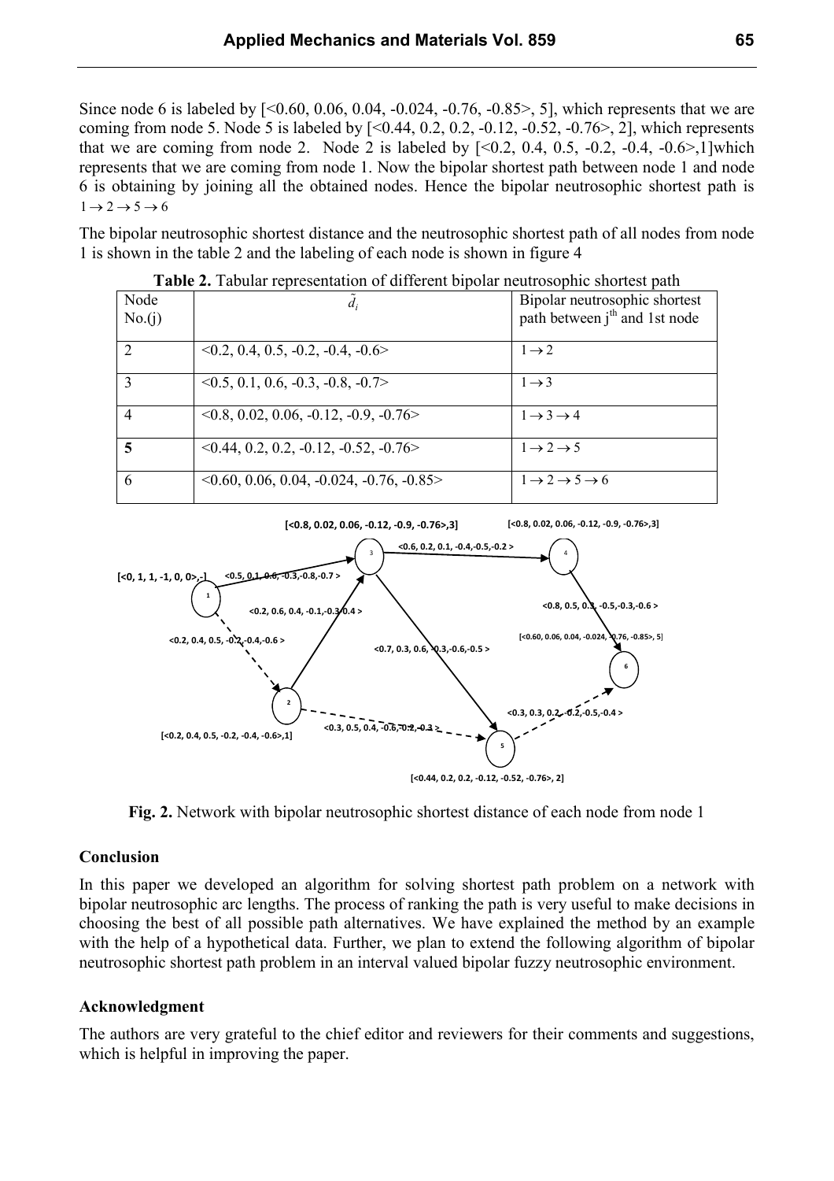Since node 6 is labeled by [<0.60, 0.06, 0.04, -0.024, -0.76, -0.85>, 5], which represents that we are coming from node 5. Node 5 is labeled by [<0.44, 0.2, 0.2, -0.12, -0.52, -0.76>, 2], which represents that we are coming from node 2. Node 2 is labeled by [<0.2, 0.4, 0.5, -0.2, -0.4, -0.6>,1]which represents that we are coming from node 1. Now the bipolar shortest path between node 1 and node 6 is obtaining by joining all the obtained nodes. Hence the bipolar neutrosophic shortest path is $1 \rightarrow 2 \rightarrow 5 \rightarrow 6$

The bipolar neutrosophic shortest distance and the neutrosophic shortest path of all nodes from node 1 is shown in the table 2 and the labeling of each node is shown in figure 4

**Table 2.** Tabular representation of different bipolar neutrosophic shortest path

| Node No.(j) | $\tilde{d}_i$ | Bipolar neutrosophic shortest path between j[th] and 1st node |
|---|---|---|
| 2 | <0.2, 0.4, 0.5, -0.2, -0.4, -0.6> | $1 \rightarrow 2$ |
| 3 | <0.5, 0.1, 0.6, -0.3, -0.8, -0.7> | $1 \rightarrow 3$ |
| 4 | <0.8, 0.02, 0.06, -0.12, -0.9, -0.76> | $1 \rightarrow 3 \rightarrow 4$ |
| **5** | <0.44, 0.2, 0.2, -0.12, -0.52, -0.76> | $1 \rightarrow 2 \rightarrow 5$ |
| 6 | <0.60, 0.06, 0.04, -0.024, -0.76, -0.85> | $1 \rightarrow 2 \rightarrow 5 \rightarrow 6$ |

**Fig. 2.** Network with bipolar neutrosophic shortest distance of each node from node 1

### Conclusion

In this paper we developed an algorithm for solving shortest path problem on a network with bipolar neutrosophic arc lengths. The process of ranking the path is very useful to make decisions in choosing the best of all possible path alternatives. We have explained the method by an example with the help of a hypothetical data. Further, we plan to extend the following algorithm of bipolar neutrosophic shortest path problem in an interval valued bipolar fuzzy neutrosophic environment.

### Acknowledgment

The authors are very grateful to the chief editor and reviewers for their comments and suggestions, which is helpful in improving the paper.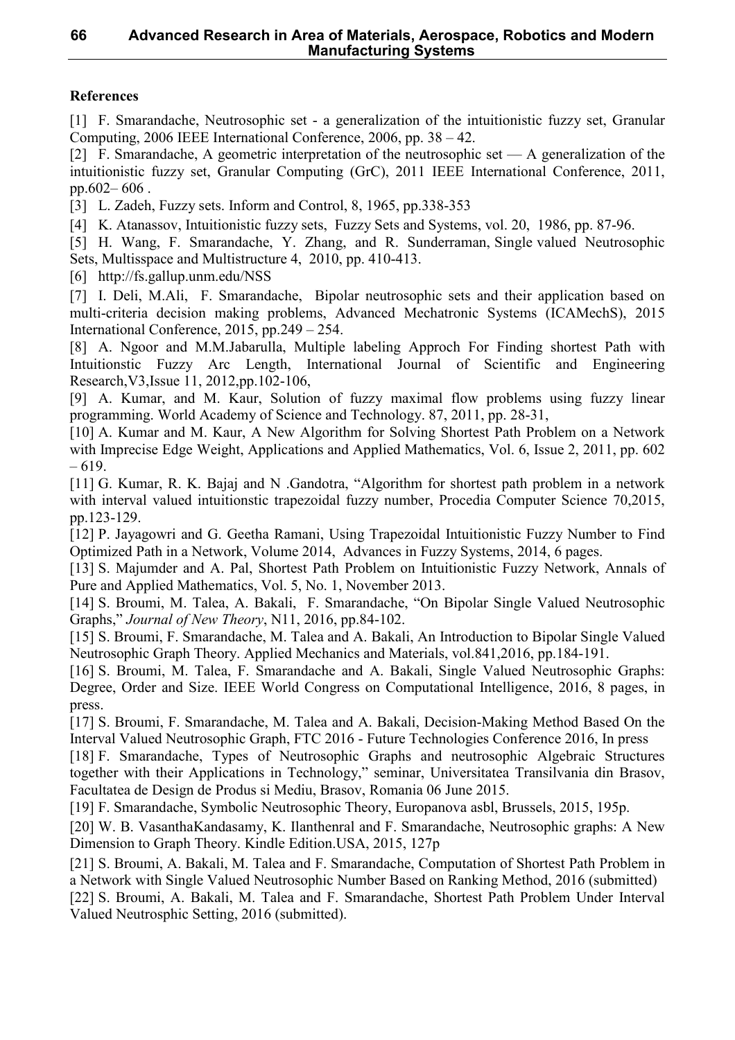## References

[1] F. Smarandache, Neutrosophic set - a generalization of the intuitionistic fuzzy set, Granular Computing, 2006 IEEE International Conference, 2006, pp. 38 – 42.

[2] F. Smarandache, A geometric interpretation of the neutrosophic set — A generalization of the intuitionistic fuzzy set, Granular Computing (GrC), 2011 IEEE International Conference, 2011, pp.602– 606 .

[3] L. Zadeh, Fuzzy sets. Inform and Control, 8, 1965, pp.338-353

[4] K. Atanassov, Intuitionistic fuzzy sets, Fuzzy Sets and Systems, vol. 20, 1986, pp. 87-96.

[5] H. Wang, F. Smarandache, Y. Zhang, and R. Sunderraman, Single valued Neutrosophic Sets, Multisspace and Multistructure 4, 2010, pp. 410-413.

[6] http://fs.gallup.unm.edu/NSS

[7] I. Deli, M.Ali, F. Smarandache, Bipolar neutrosophic sets and their application based on multi-criteria decision making problems, Advanced Mechatronic Systems (ICAMechS), 2015 International Conference, 2015, pp.249 – 254.

[8] A. Ngoor and M.M.Jabarulla, Multiple labeling Approch For Finding shortest Path with Intuitionstic Fuzzy Arc Length, International Journal of Scientific and Engineering Research,V3,Issue 11, 2012,pp.102-106,

[9] A. Kumar, and M. Kaur, Solution of fuzzy maximal flow problems using fuzzy linear programming. World Academy of Science and Technology. 87, 2011, pp. 28-31,

[10] A. Kumar and M. Kaur, A New Algorithm for Solving Shortest Path Problem on a Network with Imprecise Edge Weight, Applications and Applied Mathematics, Vol. 6, Issue 2, 2011, pp. 602 – 619.

[11] G. Kumar, R. K. Bajaj and N .Gandotra, "Algorithm for shortest path problem in a network with interval valued intuitionstic trapezoidal fuzzy number, Procedia Computer Science 70,2015, pp.123-129.

[12] P. Jayagowri and G. Geetha Ramani, Using Trapezoidal Intuitionistic Fuzzy Number to Find Optimized Path in a Network, Volume 2014, Advances in Fuzzy Systems, 2014, 6 pages.

[13] S. Majumder and A. Pal, Shortest Path Problem on Intuitionistic Fuzzy Network, Annals of Pure and Applied Mathematics, Vol. 5, No. 1, November 2013.

[14] S. Broumi, M. Talea, A. Bakali, F. Smarandache, "On Bipolar Single Valued Neutrosophic Graphs," *Journal of New Theory*, N11, 2016, pp.84-102.

[15] S. Broumi, F. Smarandache, M. Talea and A. Bakali, An Introduction to Bipolar Single Valued Neutrosophic Graph Theory. Applied Mechanics and Materials, vol.841,2016, pp.184-191.

[16] S. Broumi, M. Talea, F. Smarandache and A. Bakali, Single Valued Neutrosophic Graphs: Degree, Order and Size. IEEE World Congress on Computational Intelligence, 2016, 8 pages, in press.

[17] S. Broumi, F. Smarandache, M. Talea and A. Bakali, Decision-Making Method Based On the Interval Valued Neutrosophic Graph, FTC 2016 - Future Technologies Conference 2016, In press

[18] F. Smarandache, Types of Neutrosophic Graphs and neutrosophic Algebraic Structures together with their Applications in Technology," seminar, Universitatea Transilvania din Brasov, Facultatea de Design de Produs si Mediu, Brasov, Romania 06 June 2015.

[19] F. Smarandache, Symbolic Neutrosophic Theory, Europanova asbl, Brussels, 2015, 195p.

[20] W. B. VasanthaKandasamy, K. Ilanthenral and F. Smarandache, Neutrosophic graphs: A New Dimension to Graph Theory. Kindle Edition.USA, 2015, 127p

[21] S. Broumi, A. Bakali, M. Talea and F. Smarandache, Computation of Shortest Path Problem in a Network with Single Valued Neutrosophic Number Based on Ranking Method, 2016 (submitted)

[22] S. Broumi, A. Bakali, M. Talea and F. Smarandache, Shortest Path Problem Under Interval Valued Neutrosphic Setting, 2016 (submitted).